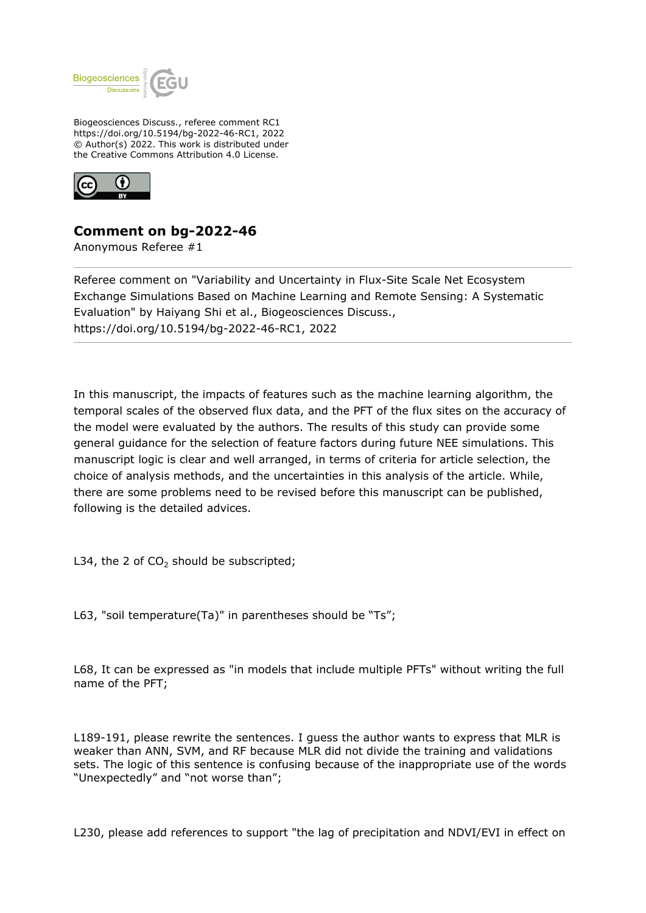Biogeosciences Discuss., referee comment RC1
https://doi.org/10.5194/bg-2022-46-RC1, 2022
© Author(s) 2022. This work is distributed under
the Creative Commons Attribution 4.0 License.

# Comment on bg-2022-46

Anonymous Referee #1

Referee comment on "Variability and Uncertainty in Flux-Site Scale Net Ecosystem Exchange Simulations Based on Machine Learning and Remote Sensing: A Systematic Evaluation" by Haiyang Shi et al., Biogeosciences Discuss., https://doi.org/10.5194/bg-2022-46-RC1, 2022

In this manuscript, the impacts of features such as the machine learning algorithm, the temporal scales of the observed flux data, and the PFT of the flux sites on the accuracy of the model were evaluated by the authors. The results of this study can provide some general guidance for the selection of feature factors during future NEE simulations. This manuscript logic is clear and well arranged, in terms of criteria for article selection, the choice of analysis methods, and the uncertainties in this analysis of the article. While, there are some problems need to be revised before this manuscript can be published, following is the detailed advices.

L34, the 2 of $CO_2$ should be subscripted;

L63, "soil temperature(Ta)" in parentheses should be "Ts";

L68, It can be expressed as "in models that include multiple PFTs" without writing the full name of the PFT;

L189-191, please rewrite the sentences. I guess the author wants to express that MLR is weaker than ANN, SVM, and RF because MLR did not divide the training and validations sets. The logic of this sentence is confusing because of the inappropriate use of the words "Unexpectedly" and "not worse than";

L230, please add references to support "the lag of precipitation and NDVI/EVI in effect on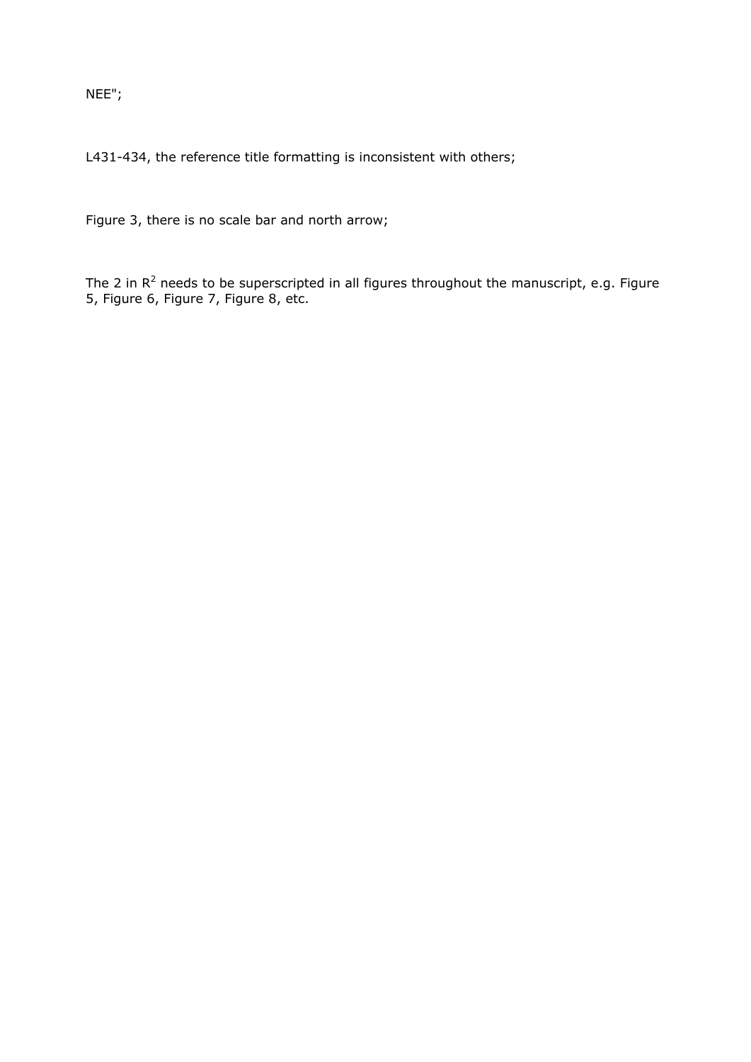NEE";

L431-434, the reference title formatting is inconsistent with others;

Figure 3, there is no scale bar and north arrow;

The 2 in $R^2$ needs to be superscripted in all figures throughout the manuscript, e.g. Figure 5, Figure 6, Figure 7, Figure 8, etc.